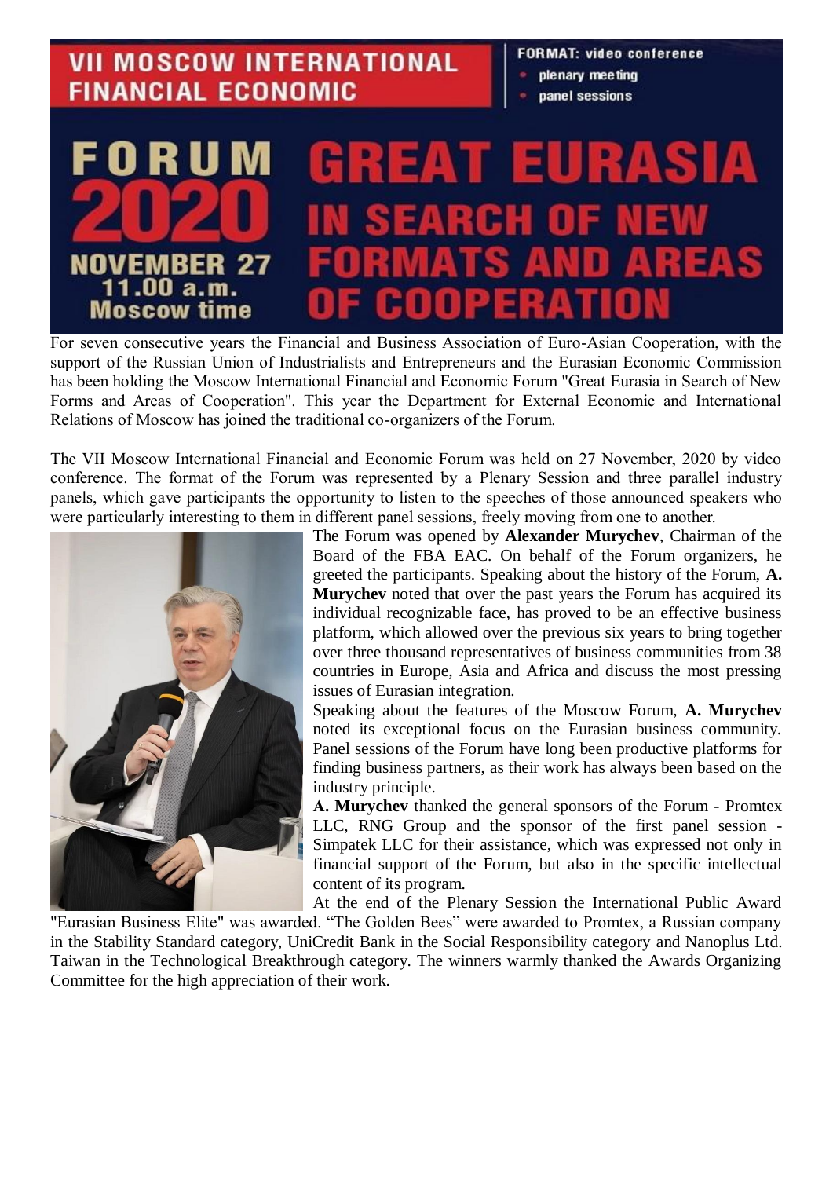# VII MOSCOW INTERNATIONAL FINANCIAL ECONOMIC FORUM 2020

**FORMAT: video conference**

- plenary meeting
- panel sessions

**NOVEMBER 27**
**11.00 a.m.**
**Moscow time**

# GREAT EURASIA IN SEARCH OF NEW FORMATS AND AREAS OF COOPERATION

For seven consecutive years the Financial and Business Association of Euro-Asian Cooperation, with the support of the Russian Union of Industrialists and Entrepreneurs and the Eurasian Economic Commission has been holding the Moscow International Financial and Economic Forum "Great Eurasia in Search of New Forms and Areas of Cooperation". This year the Department for External Economic and International Relations of Moscow has joined the traditional co-organizers of the Forum.

The VII Moscow International Financial and Economic Forum was held on 27 November, 2020 by video conference. The format of the Forum was represented by a Plenary Session and three parallel industry panels, which gave participants the opportunity to listen to the speeches of those announced speakers who were particularly interesting to them in different panel sessions, freely moving from one to another.

The Forum was opened by **Alexander Murychev**, Chairman of the Board of the FBA EAC. On behalf of the Forum organizers, he greeted the participants. Speaking about the history of the Forum, **A. Murychev** noted that over the past years the Forum has acquired its individual recognizable face, has proved to be an effective business platform, which allowed over the previous six years to bring together over three thousand representatives of business communities from 38 countries in Europe, Asia and Africa and discuss the most pressing issues of Eurasian integration.

Speaking about the features of the Moscow Forum, **A. Murychev** noted its exceptional focus on the Eurasian business community. Panel sessions of the Forum have long been productive platforms for finding business partners, as their work has always been based on the industry principle.

**A. Murychev** thanked the general sponsors of the Forum - Promtex LLC, RNG Group and the sponsor of the first panel session - Simpatek LLC for their assistance, which was expressed not only in financial support of the Forum, but also in the specific intellectual content of its program.

At the end of the Plenary Session the International Public Award "Eurasian Business Elite" was awarded. "The Golden Bees" were awarded to Promtex, a Russian company in the Stability Standard category, UniCredit Bank in the Social Responsibility category and Nanoplus Ltd. Taiwan in the Technological Breakthrough category. The winners warmly thanked the Awards Organizing Committee for the high appreciation of their work.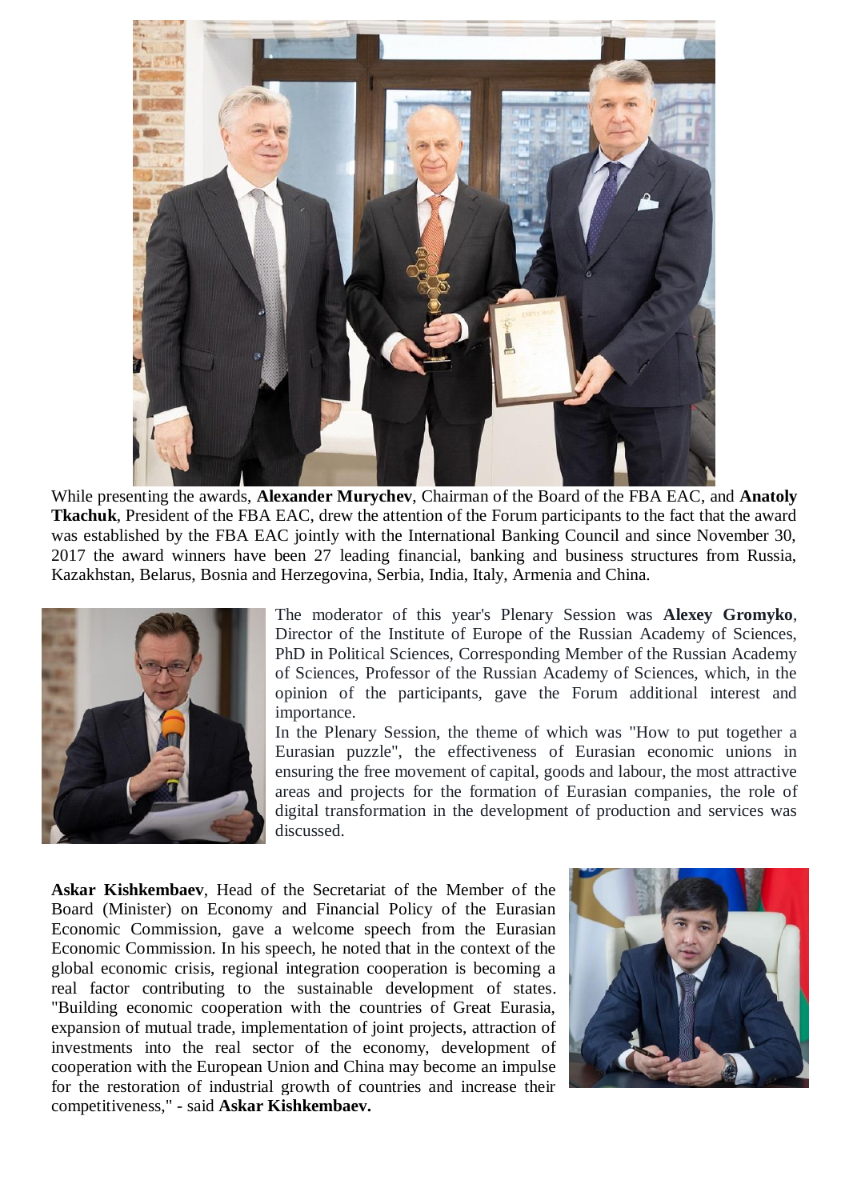While presenting the awards, **Alexander Murychev**, Chairman of the Board of the FBA EAC, and **Anatoly Tkachuk**, President of the FBA EAC, drew the attention of the Forum participants to the fact that the award was established by the FBA EAC jointly with the International Banking Council and since November 30, 2017 the award winners have been 27 leading financial, banking and business structures from Russia, Kazakhstan, Belarus, Bosnia and Herzegovina, Serbia, India, Italy, Armenia and China.

The moderator of this year's Plenary Session was **Alexey Gromyko**, Director of the Institute of Europe of the Russian Academy of Sciences, PhD in Political Sciences, Corresponding Member of the Russian Academy of Sciences, Professor of the Russian Academy of Sciences, which, in the opinion of the participants, gave the Forum additional interest and importance.

In the Plenary Session, the theme of which was "How to put together a Eurasian puzzle", the effectiveness of Eurasian economic unions in ensuring the free movement of capital, goods and labour, the most attractive areas and projects for the formation of Eurasian companies, the role of digital transformation in the development of production and services was discussed.

**Askar Kishkembaev**, Head of the Secretariat of the Member of the Board (Minister) on Economy and Financial Policy of the Eurasian Economic Commission, gave a welcome speech from the Eurasian Economic Commission. In his speech, he noted that in the context of the global economic crisis, regional integration cooperation is becoming a real factor contributing to the sustainable development of states. "Building economic cooperation with the countries of Great Eurasia, expansion of mutual trade, implementation of joint projects, attraction of investments into the real sector of the economy, development of cooperation with the European Union and China may become an impulse for the restoration of industrial growth of countries and increase their competitiveness," - said **Askar Kishkembaev.**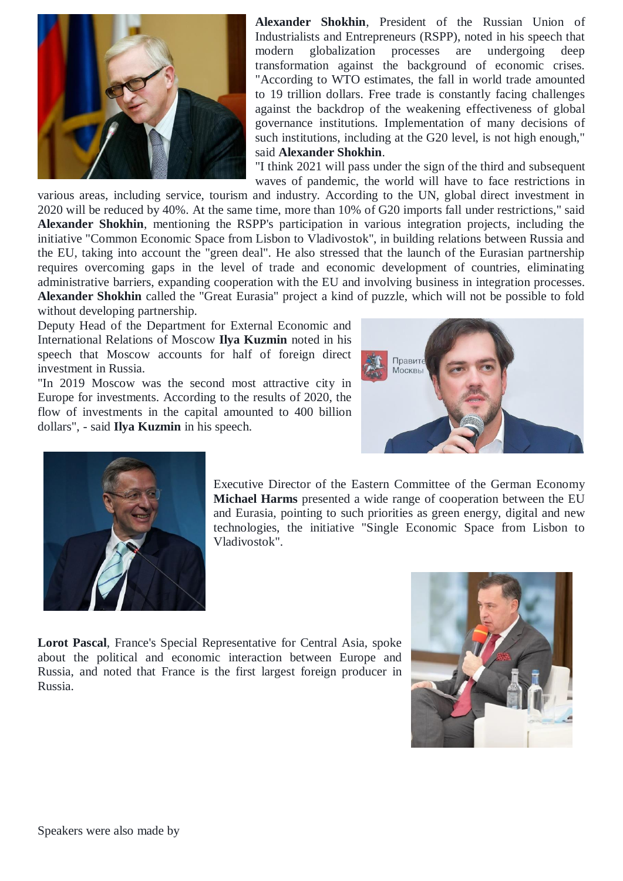**Alexander Shokhin**, President of the Russian Union of Industrialists and Entrepreneurs (RSPP), noted in his speech that modern globalization processes are undergoing deep transformation against the background of economic crises. "According to WTO estimates, the fall in world trade amounted to 19 trillion dollars. Free trade is constantly facing challenges against the backdrop of the weakening effectiveness of global governance institutions. Implementation of many decisions of such institutions, including at the G20 level, is not high enough," said **Alexander Shokhin**.

"I think 2021 will pass under the sign of the third and subsequent waves of pandemic, the world will have to face restrictions in various areas, including service, tourism and industry. According to the UN, global direct investment in 2020 will be reduced by 40%. At the same time, more than 10% of G20 imports fall under restrictions," said **Alexander Shokhin**, mentioning the RSPP's participation in various integration projects, including the initiative "Common Economic Space from Lisbon to Vladivostok", in building relations between Russia and the EU, taking into account the "green deal". He also stressed that the launch of the Eurasian partnership requires overcoming gaps in the level of trade and economic development of countries, eliminating administrative barriers, expanding cooperation with the EU and involving business in integration processes. **Alexander Shokhin** called the "Great Eurasia" project a kind of puzzle, which will not be possible to fold without developing partnership.

Deputy Head of the Department for External Economic and International Relations of Moscow **Ilya Kuzmin** noted in his speech that Moscow accounts for half of foreign direct investment in Russia.

"In 2019 Moscow was the second most attractive city in Europe for investments. According to the results of 2020, the flow of investments in the capital amounted to 400 billion dollars", - said **Ilya Kuzmin** in his speech.

Executive Director of the Eastern Committee of the German Economy **Michael Harms** presented a wide range of cooperation between the EU and Eurasia, pointing to such priorities as green energy, digital and new technologies, the initiative "Single Economic Space from Lisbon to Vladivostok".

**Lorot Pascal**, France's Special Representative for Central Asia, spoke about the political and economic interaction between Europe and Russia, and noted that France is the first largest foreign producer in Russia.

Speakers were also made by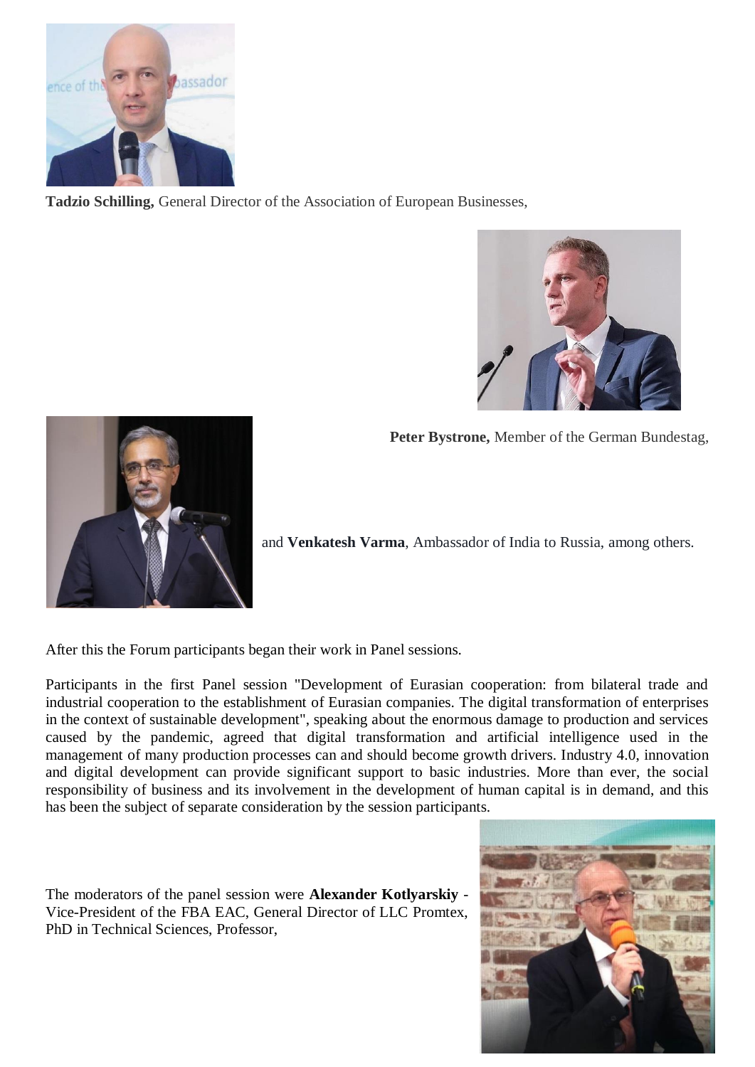**Tadzio Schilling,** General Director of the Association of European Businesses,

**Peter Bystrone,** Member of the German Bundestag,

and **Venkatesh Varma**, Ambassador of India to Russia, among others.

After this the Forum participants began their work in Panel sessions.

Participants in the first Panel session "Development of Eurasian cooperation: from bilateral trade and industrial cooperation to the establishment of Eurasian companies. The digital transformation of enterprises in the context of sustainable development", speaking about the enormous damage to production and services caused by the pandemic, agreed that digital transformation and artificial intelligence used in the management of many production processes can and should become growth drivers. Industry 4.0, innovation and digital development can provide significant support to basic industries. More than ever, the social responsibility of business and its involvement in the development of human capital is in demand, and this has been the subject of separate consideration by the session participants.

The moderators of the panel session were **Alexander Kotlyarskiy** - Vice-President of the FBA EAC, General Director of LLC Promtex, PhD in Technical Sciences, Professor,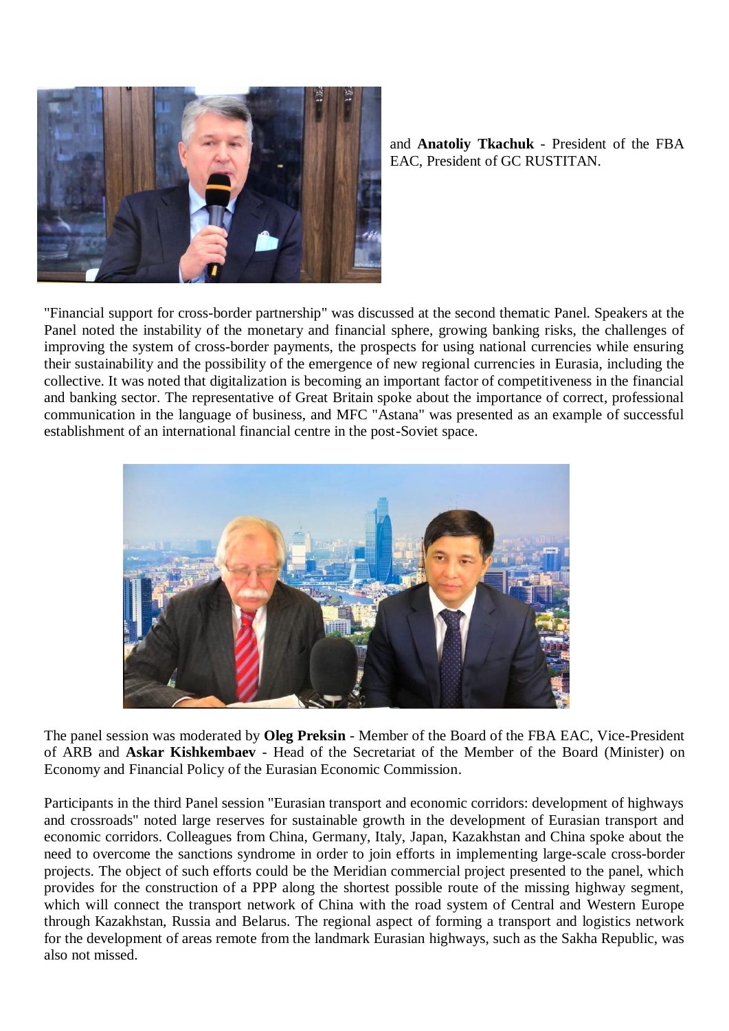and **Anatoliy Tkachuk** - President of the FBA EAC, President of GC RUSTITAN.

"Financial support for cross-border partnership" was discussed at the second thematic Panel. Speakers at the Panel noted the instability of the monetary and financial sphere, growing banking risks, the challenges of improving the system of cross-border payments, the prospects for using national currencies while ensuring their sustainability and the possibility of the emergence of new regional currencies in Eurasia, including the collective. It was noted that digitalization is becoming an important factor of competitiveness in the financial and banking sector. The representative of Great Britain spoke about the importance of correct, professional communication in the language of business, and MFC "Astana" was presented as an example of successful establishment of an international financial centre in the post-Soviet space.

The panel session was moderated by **Oleg Preksin** - Member of the Board of the FBA EAC, Vice-President of ARB and **Askar Kishkembaev** - Head of the Secretariat of the Member of the Board (Minister) on Economy and Financial Policy of the Eurasian Economic Commission.

Participants in the third Panel session "Eurasian transport and economic corridors: development of highways and crossroads" noted large reserves for sustainable growth in the development of Eurasian transport and economic corridors. Colleagues from China, Germany, Italy, Japan, Kazakhstan and China spoke about the need to overcome the sanctions syndrome in order to join efforts in implementing large-scale cross-border projects. The object of such efforts could be the Meridian commercial project presented to the panel, which provides for the construction of a PPP along the shortest possible route of the missing highway segment, which will connect the transport network of China with the road system of Central and Western Europe through Kazakhstan, Russia and Belarus. The regional aspect of forming a transport and logistics network for the development of areas remote from the landmark Eurasian highways, such as the Sakha Republic, was also not missed.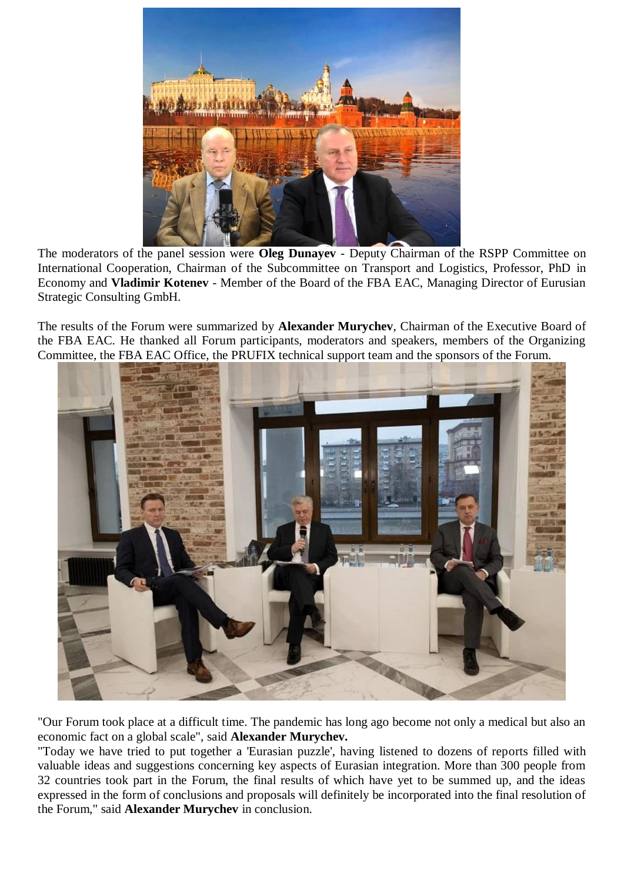The moderators of the panel session were **Oleg Dunayev** - Deputy Chairman of the RSPP Committee on International Cooperation, Chairman of the Subcommittee on Transport and Logistics, Professor, PhD in Economy and **Vladimir Kotenev** - Member of the Board of the FBA EAC, Managing Director of Eurusian Strategic Consulting GmbH.

The results of the Forum were summarized by **Alexander Murychev**, Chairman of the Executive Board of the FBA EAC. He thanked all Forum participants, moderators and speakers, members of the Organizing Committee, the FBA EAC Office, the PRUFIX technical support team and the sponsors of the Forum.

"Our Forum took place at a difficult time. The pandemic has long ago become not only a medical but also an economic fact on a global scale", said **Alexander Murychev.**

"Today we have tried to put together a 'Eurasian puzzle', having listened to dozens of reports filled with valuable ideas and suggestions concerning key aspects of Eurasian integration. More than 300 people from 32 countries took part in the Forum, the final results of which have yet to be summed up, and the ideas expressed in the form of conclusions and proposals will definitely be incorporated into the final resolution of the Forum," said **Alexander Murychev** in conclusion.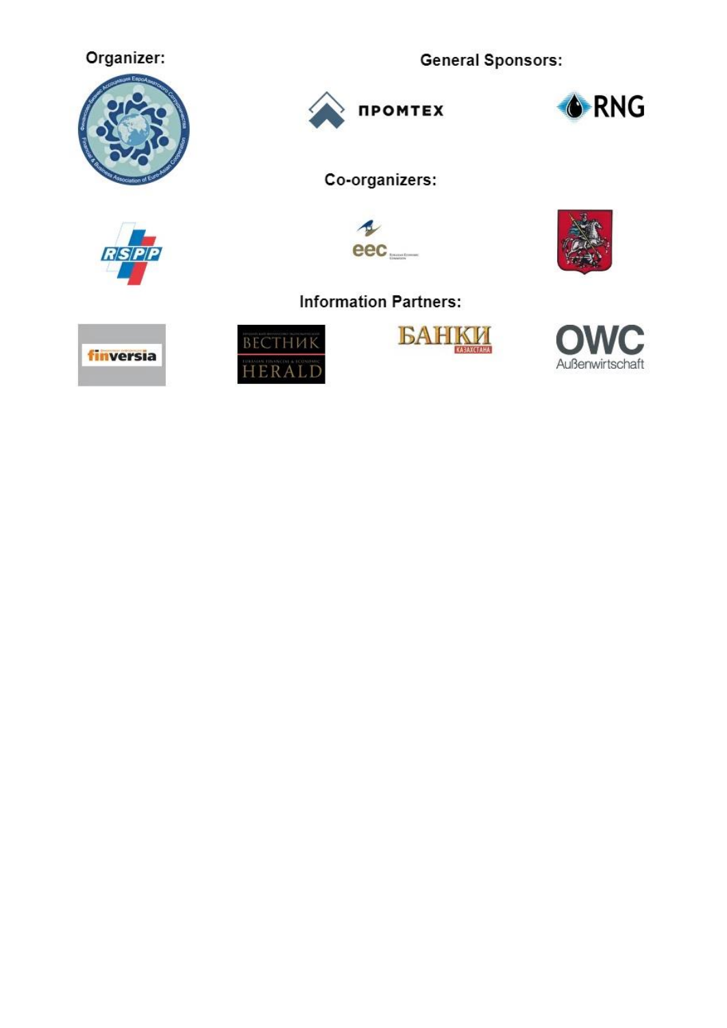**Organizer:**

**General Sponsors:**

ПРОМТЕХ

RNG

**Co-organizers:**

RSPP

eec

**Information Partners:**

finversia

ВЕСТНИК HERALD

БАНКИ КАЗАХСТАНА

OWC Außenwirtschaft